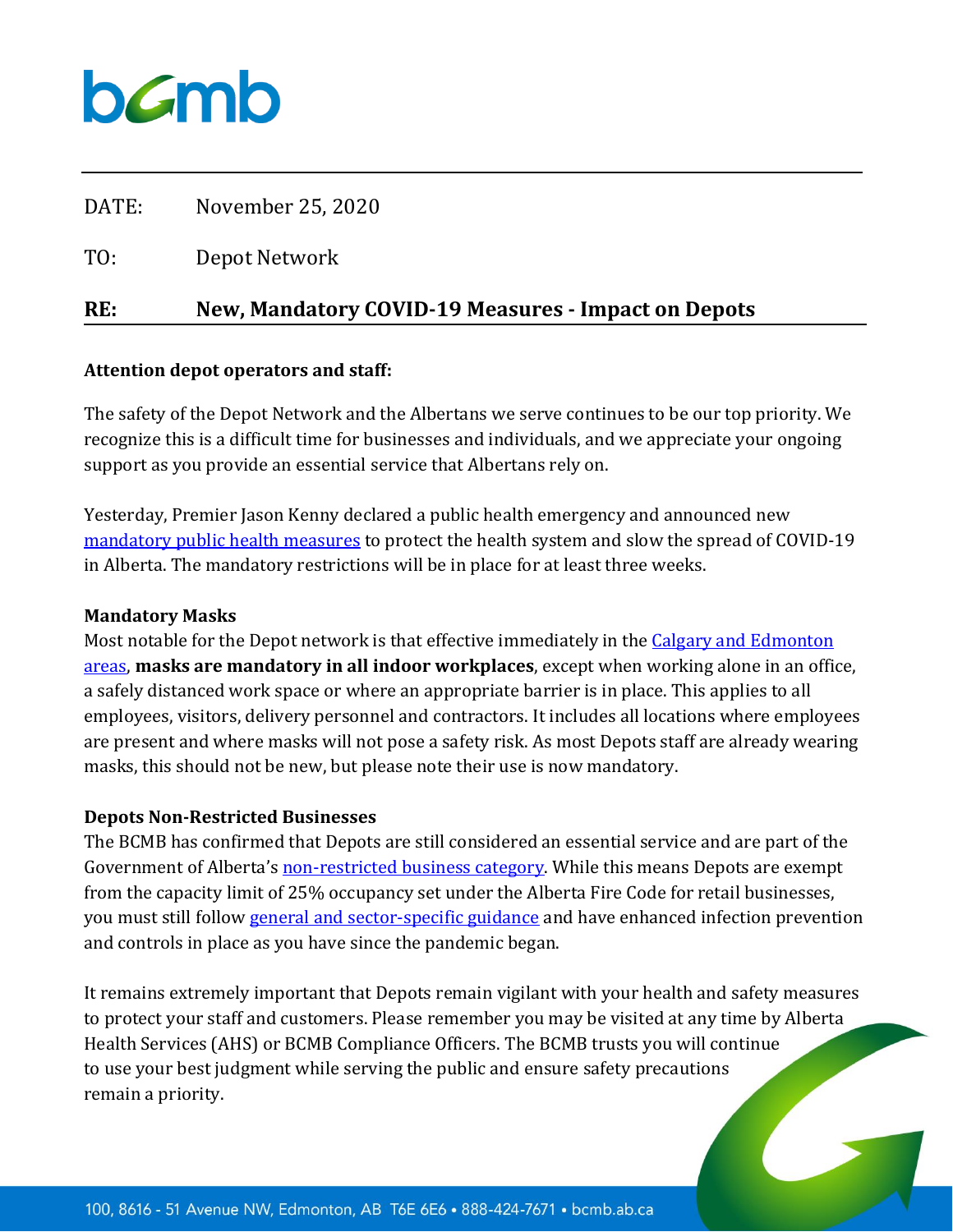DATE: November 25, 2020

TO: Depot Network

**RE: New, Mandatory COVID-19 Measures - Impact on Depots**

**Attention depot operators and staff:**

The safety of the Depot Network and the Albertans we serve continues to be our top priority. We recognize this is a difficult time for businesses and individuals, and we appreciate your ongoing support as you provide an essential service that Albertans rely on.

Yesterday, Premier Jason Kenny declared a public health emergency and announced new mandatory public health measures to protect the health system and slow the spread of COVID-19 in Alberta. The mandatory restrictions will be in place for at least three weeks.

**Mandatory Masks**

Most notable for the Depot network is that effective immediately in the Calgary and Edmonton areas, **masks are mandatory in all indoor workplaces**, except when working alone in an office, a safely distanced work space or where an appropriate barrier is in place. This applies to all employees, visitors, delivery personnel and contractors. It includes all locations where employees are present and where masks will not pose a safety risk. As most Depots staff are already wearing masks, this should not be new, but please note their use is now mandatory.

**Depots Non-Restricted Businesses**

The BCMB has confirmed that Depots are still considered an essential service and are part of the Government of Alberta's non-restricted business category. While this means Depots are exempt from the capacity limit of 25% occupancy set under the Alberta Fire Code for retail businesses, you must still follow general and sector-specific guidance and have enhanced infection prevention and controls in place as you have since the pandemic began.

It remains extremely important that Depots remain vigilant with your health and safety measures to protect your staff and customers. Please remember you may be visited at any time by Alberta Health Services (AHS) or BCMB Compliance Officers. The BCMB trusts you will continue to use your best judgment while serving the public and ensure safety precautions remain a priority.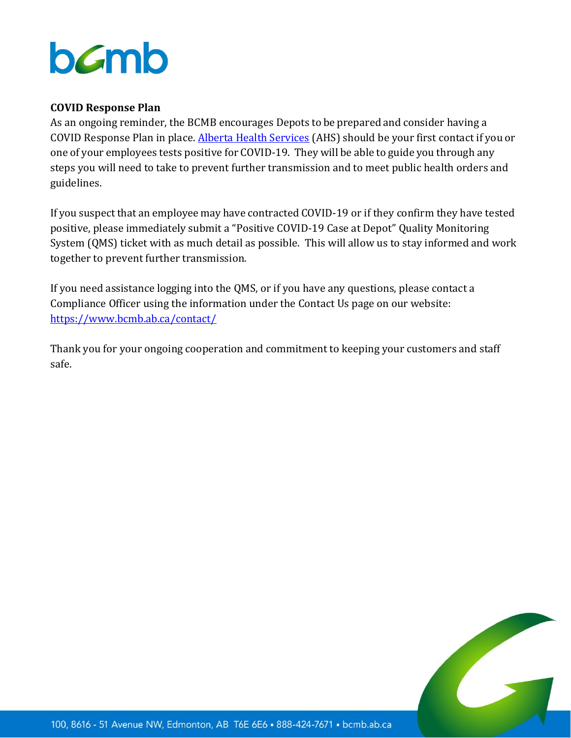**COVID Response Plan**

As an ongoing reminder, the BCMB encourages Depots to be prepared and consider having a COVID Response Plan in place. [Alberta Health Services](#) (AHS) should be your first contact if you or one of your employees tests positive for COVID-19. They will be able to guide you through any steps you will need to take to prevent further transmission and to meet public health orders and guidelines.

If you suspect that an employee may have contracted COVID-19 or if they confirm they have tested positive, please immediately submit a "Positive COVID-19 Case at Depot" Quality Monitoring System (QMS) ticket with as much detail as possible. This will allow us to stay informed and work together to prevent further transmission.

If you need assistance logging into the QMS, or if you have any questions, please contact a Compliance Officer using the information under the Contact Us page on our website: https://www.bcmb.ab.ca/contact/

Thank you for your ongoing cooperation and commitment to keeping your customers and staff safe.